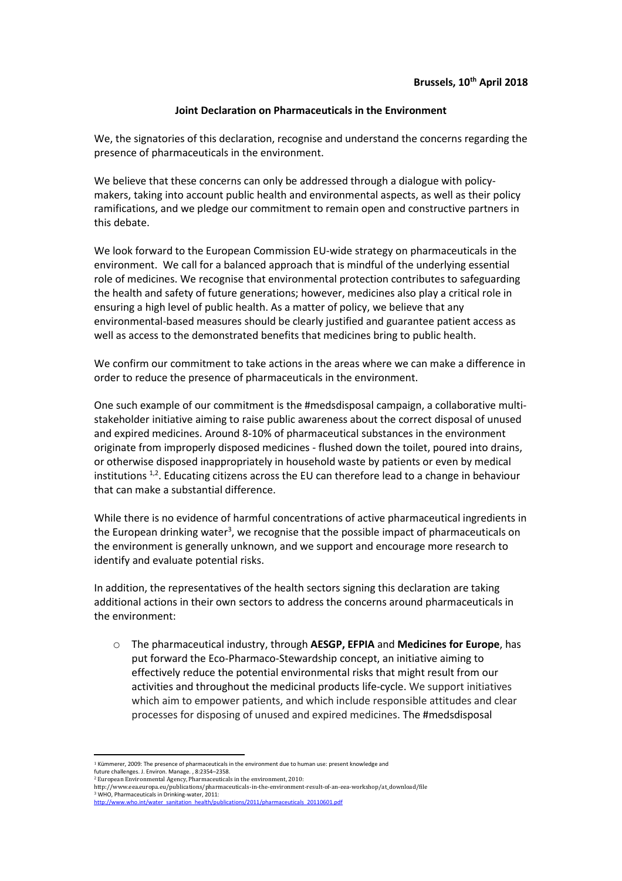**Brussels, 10th April 2018**

**Joint Declaration on Pharmaceuticals in the Environment**

We, the signatories of this declaration, recognise and understand the concerns regarding the presence of pharmaceuticals in the environment.

We believe that these concerns can only be addressed through a dialogue with policy-makers, taking into account public health and environmental aspects, as well as their policy ramifications, and we pledge our commitment to remain open and constructive partners in this debate.

We look forward to the European Commission EU-wide strategy on pharmaceuticals in the environment. We call for a balanced approach that is mindful of the underlying essential role of medicines. We recognise that environmental protection contributes to safeguarding the health and safety of future generations; however, medicines also play a critical role in ensuring a high level of public health. As a matter of policy, we believe that any environmental-based measures should be clearly justified and guarantee patient access as well as access to the demonstrated benefits that medicines bring to public health.

We confirm our commitment to take actions in the areas where we can make a difference in order to reduce the presence of pharmaceuticals in the environment.

One such example of our commitment is the #medsdisposal campaign, a collaborative multi-stakeholder initiative aiming to raise public awareness about the correct disposal of unused and expired medicines. Around 8-10% of pharmaceutical substances in the environment originate from improperly disposed medicines - flushed down the toilet, poured into drains, or otherwise disposed inappropriately in household waste by patients or even by medical institutions [1,2]. Educating citizens across the EU can therefore lead to a change in behaviour that can make a substantial difference.

While there is no evidence of harmful concentrations of active pharmaceutical ingredients in the European drinking water[3], we recognise that the possible impact of pharmaceuticals on the environment is generally unknown, and we support and encourage more research to identify and evaluate potential risks.

In addition, the representatives of the health sectors signing this declaration are taking additional actions in their own sectors to address the concerns around pharmaceuticals in the environment:

- The pharmaceutical industry, through **AESGP, EFPIA** and **Medicines for Europe**, has put forward the Eco-Pharmaco-Stewardship concept, an initiative aiming to effectively reduce the potential environmental risks that might result from our activities and throughout the medicinal products life-cycle. We support initiatives which aim to empower patients, and which include responsible attitudes and clear processes for disposing of unused and expired medicines. The #medsdisposal

---

[1] Kümmerer, 2009: The presence of pharmaceuticals in the environment due to human use: present knowledge and future challenges. J. Environ. Manage. , 8:2354–2358.

[2] European Environmental Agency, Pharmaceuticals in the environment, 2010: http://www.eea.europa.eu/publications/pharmaceuticals-in-the-environment-result-of-an-eea-workshop/at_download/file

[3] WHO, Pharmaceuticals in Drinking-water, 2011: http://www.who.int/water_sanitation_health/publications/2011/pharmaceuticals_20110601.pdf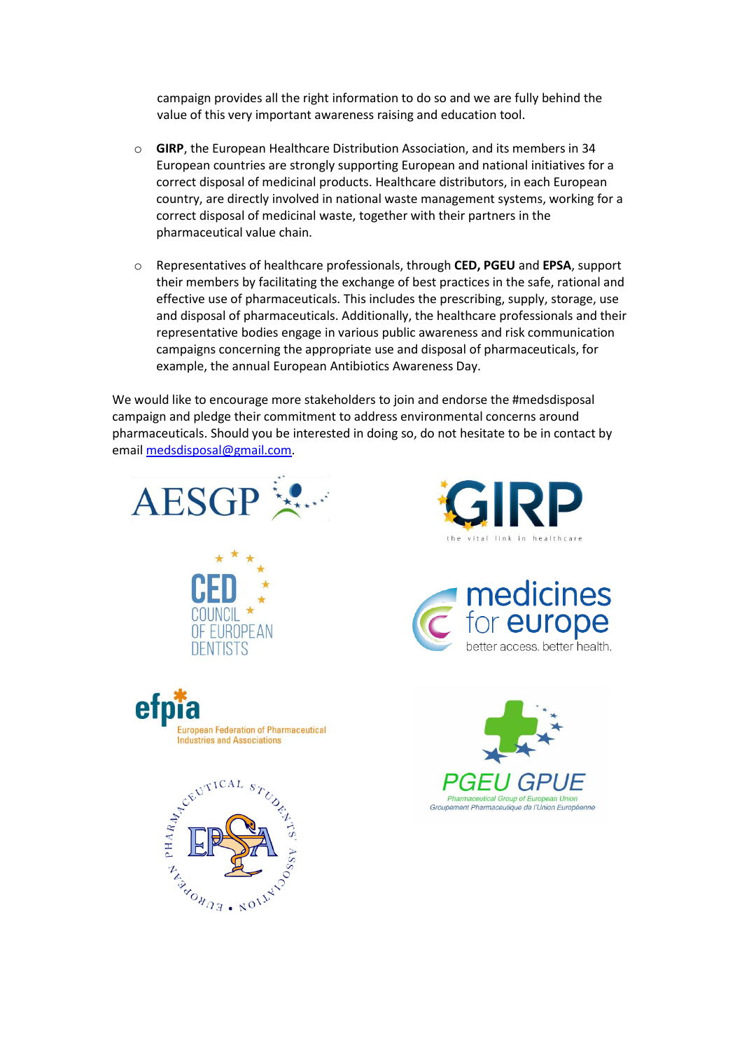campaign provides all the right information to do so and we are fully behind the value of this very important awareness raising and education tool.

- **GIRP**, the European Healthcare Distribution Association, and its members in 34 European countries are strongly supporting European and national initiatives for a correct disposal of medicinal products. Healthcare distributors, in each European country, are directly involved in national waste management systems, working for a correct disposal of medicinal waste, together with their partners in the pharmaceutical value chain.

- Representatives of healthcare professionals, through **CED, PGEU** and **EPSA**, support their members by facilitating the exchange of best practices in the safe, rational and effective use of pharmaceuticals. This includes the prescribing, supply, storage, use and disposal of pharmaceuticals. Additionally, the healthcare professionals and their representative bodies engage in various public awareness and risk communication campaigns concerning the appropriate use and disposal of pharmaceuticals, for example, the annual European Antibiotics Awareness Day.

We would like to encourage more stakeholders to join and endorse the #medsdisposal campaign and pledge their commitment to address environmental concerns around pharmaceuticals. Should you be interested in doing so, do not hesitate to be in contact by email medsdisposal@gmail.com.

AESGP

GIRP
the vital link in healthcare

CED
COUNCIL OF EUROPEAN DENTISTS

medicines for europe
better access. better health.

efpia
European Federation of Pharmaceutical Industries and Associations

PGEU GPUE
Pharmaceutical Group of European Union
Groupement Pharmaceutique de l'Union Européenne

EPSA
EUROPEAN PHARMACEUTICAL STUDENTS' ASSOCIATION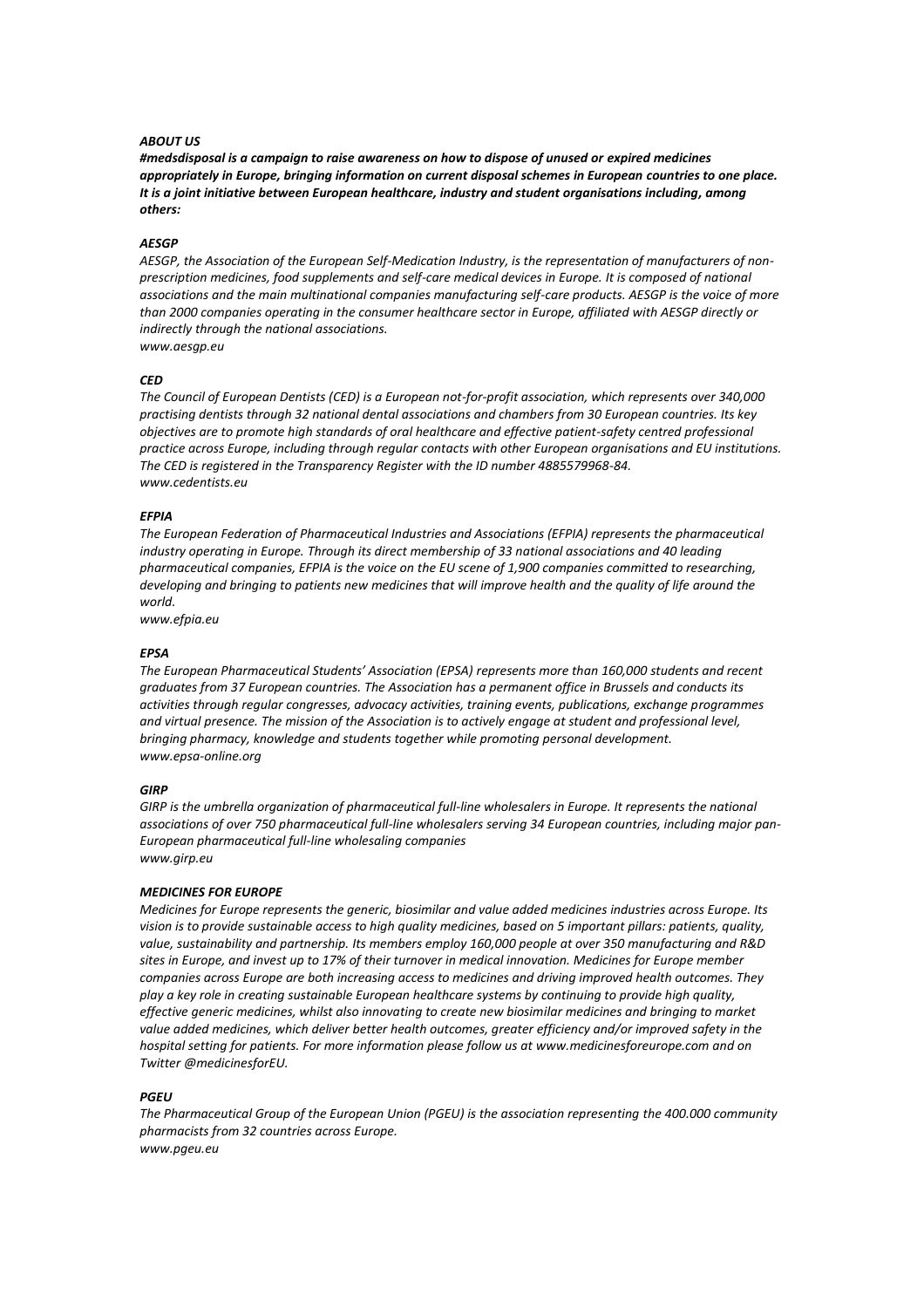### *ABOUT US*

***#medsdisposal is a campaign to raise awareness on how to dispose of unused or expired medicines appropriately in Europe, bringing information on current disposal schemes in European countries to one place. It is a joint initiative between European healthcare, industry and student organisations including, among others:***

#### *AESGP*

*AESGP, the Association of the European Self-Medication Industry, is the representation of manufacturers of non-prescription medicines, food supplements and self-care medical devices in Europe. It is composed of national associations and the main multinational companies manufacturing self-care products. AESGP is the voice of more than 2000 companies operating in the consumer healthcare sector in Europe, affiliated with AESGP directly or indirectly through the national associations.*
*www.aesgp.eu*

#### *CED*

*The Council of European Dentists (CED) is a European not-for-profit association, which represents over 340,000 practising dentists through 32 national dental associations and chambers from 30 European countries. Its key objectives are to promote high standards of oral healthcare and effective patient-safety centred professional practice across Europe, including through regular contacts with other European organisations and EU institutions. The CED is registered in the Transparency Register with the ID number 4885579968-84.*
*www.cedentists.eu*

#### *EFPIA*

*The European Federation of Pharmaceutical Industries and Associations (EFPIA) represents the pharmaceutical industry operating in Europe. Through its direct membership of 33 national associations and 40 leading pharmaceutical companies, EFPIA is the voice on the EU scene of 1,900 companies committed to researching, developing and bringing to patients new medicines that will improve health and the quality of life around the world.*
*www.efpia.eu*

#### *EPSA*

*The European Pharmaceutical Students' Association (EPSA) represents more than 160,000 students and recent graduates from 37 European countries. The Association has a permanent office in Brussels and conducts its activities through regular congresses, advocacy activities, training events, publications, exchange programmes and virtual presence. The mission of the Association is to actively engage at student and professional level, bringing pharmacy, knowledge and students together while promoting personal development.*
*www.epsa-online.org*

#### *GIRP*

*GIRP is the umbrella organization of pharmaceutical full-line wholesalers in Europe. It represents the national associations of over 750 pharmaceutical full-line wholesalers serving 34 European countries, including major pan-European pharmaceutical full-line wholesaling companies*
*www.girp.eu*

#### *MEDICINES FOR EUROPE*

*Medicines for Europe represents the generic, biosimilar and value added medicines industries across Europe. Its vision is to provide sustainable access to high quality medicines, based on 5 important pillars: patients, quality, value, sustainability and partnership. Its members employ 160,000 people at over 350 manufacturing and R&D sites in Europe, and invest up to 17% of their turnover in medical innovation. Medicines for Europe member companies across Europe are both increasing access to medicines and driving improved health outcomes. They play a key role in creating sustainable European healthcare systems by continuing to provide high quality, effective generic medicines, whilst also innovating to create new biosimilar medicines and bringing to market value added medicines, which deliver better health outcomes, greater efficiency and/or improved safety in the hospital setting for patients. For more information please follow us at www.medicinesforeurope.com and on Twitter @medicinesforEU.*

#### *PGEU*

*The Pharmaceutical Group of the European Union (PGEU) is the association representing the 400.000 community pharmacists from 32 countries across Europe.*
*www.pgeu.eu*